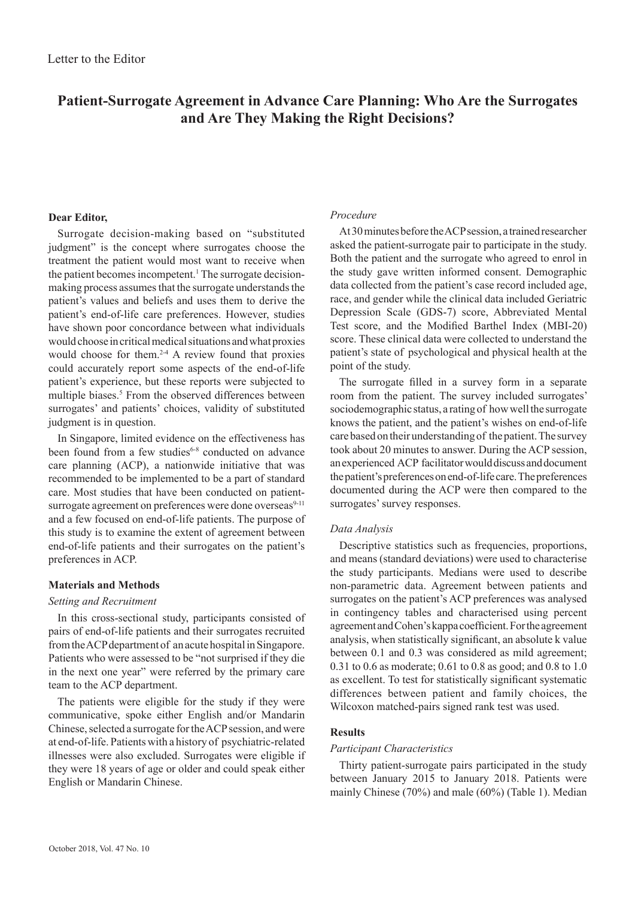Letter to the Editor

# Patient-Surrogate Agreement in Advance Care Planning: Who Are the Surrogates and Are They Making the Right Decisions?

**Dear Editor,**

Surrogate decision-making based on "substituted judgment" is the concept where surrogates choose the treatment the patient would most want to receive when the patient becomes incompetent.[1] The surrogate decision-making process assumes that the surrogate understands the patient's values and beliefs and uses them to derive the patient's end-of-life care preferences. However, studies have shown poor concordance between what individuals would choose in critical medical situations and what proxies would choose for them.[2-4] A review found that proxies could accurately report some aspects of the end-of-life patient's experience, but these reports were subjected to multiple biases.[5] From the observed differences between surrogates' and patients' choices, validity of substituted judgment is in question.

In Singapore, limited evidence on the effectiveness has been found from a few studies[6-8] conducted on advance care planning (ACP), a nationwide initiative that was recommended to be implemented to be a part of standard care. Most studies that have been conducted on patient-surrogate agreement on preferences were done overseas[9-11] and a few focused on end-of-life patients. The purpose of this study is to examine the extent of agreement between end-of-life patients and their surrogates on the patient's preferences in ACP.

## Materials and Methods

### *Setting and Recruitment*

In this cross-sectional study, participants consisted of pairs of end-of-life patients and their surrogates recruited from the ACP department of an acute hospital in Singapore. Patients who were assessed to be "not surprised if they die in the next one year" were referred by the primary care team to the ACP department.

The patients were eligible for the study if they were communicative, spoke either English and/or Mandarin Chinese, selected a surrogate for the ACP session, and were at end-of-life. Patients with a history of psychiatric-related illnesses were also excluded. Surrogates were eligible if they were 18 years of age or older and could speak either English or Mandarin Chinese.

### *Procedure*

At 30 minutes before the ACP session, a trained researcher asked the patient-surrogate pair to participate in the study. Both the patient and the surrogate who agreed to enrol in the study gave written informed consent. Demographic data collected from the patient's case record included age, race, and gender while the clinical data included Geriatric Depression Scale (GDS-7) score, Abbreviated Mental Test score, and the Modified Barthel Index (MBI-20) score. These clinical data were collected to understand the patient's state of psychological and physical health at the point of the study.

The surrogate filled in a survey form in a separate room from the patient. The survey included surrogates' sociodemographic status, a rating of how well the surrogate knows the patient, and the patient's wishes on end-of-life care based on their understanding of the patient. The survey took about 20 minutes to answer. During the ACP session, an experienced ACP facilitator would discuss and document the patient's preferences on end-of-life care. The preferences documented during the ACP were then compared to the surrogates' survey responses.

### *Data Analysis*

Descriptive statistics such as frequencies, proportions, and means (standard deviations) were used to characterise the study participants. Medians were used to describe non-parametric data. Agreement between patients and surrogates on the patient's ACP preferences was analysed in contingency tables and characterised using percent agreement and Cohen's kappa coefficient. For the agreement analysis, when statistically significant, an absolute k value between 0.1 and 0.3 was considered as mild agreement; 0.31 to 0.6 as moderate; 0.61 to 0.8 as good; and 0.8 to 1.0 as excellent. To test for statistically significant systematic differences between patient and family choices, the Wilcoxon matched-pairs signed rank test was used.

## Results

### *Participant Characteristics*

Thirty patient-surrogate pairs participated in the study between January 2015 to January 2018. Patients were mainly Chinese (70%) and male (60%) (Table 1). Median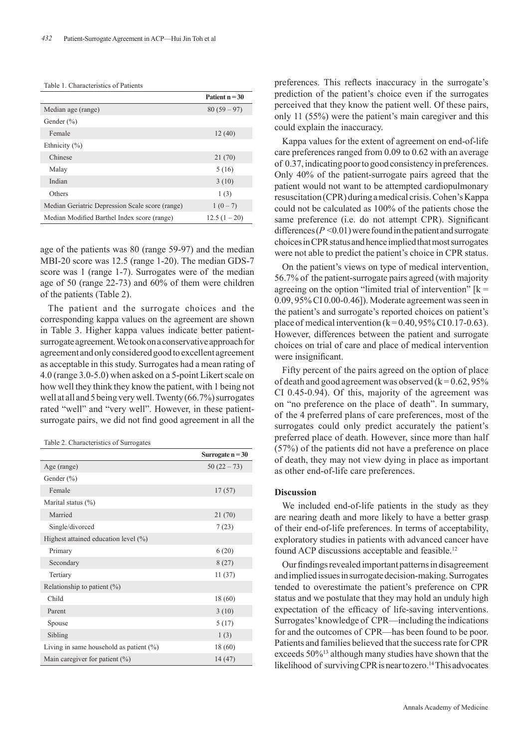Table 1. Characteristics of Patients

| | Patient n = 30 |
|---|---|
| Median age (range) | 80 (59 – 97) |
| Gender (%) | |
| Female | 12 (40) |
| Ethnicity (%) | |
| Chinese | 21 (70) |
| Malay | 5 (16) |
| Indian | 3 (10) |
| Others | 1 (3) |
| Median Geriatric Depression Scale score (range) | 1 (0 – 7) |
| Median Modified Barthel Index score (range) | 12.5 (1 – 20) |

age of the patients was 80 (range 59-97) and the median MBI-20 score was 12.5 (range 1-20). The median GDS-7 score was 1 (range 1-7). Surrogates were of the median age of 50 (range 22-73) and 60% of them were children of the patients (Table 2).

The patient and the surrogate choices and the corresponding kappa values on the agreement are shown in Table 3. Higher kappa values indicate better patient-surrogate agreement. We took on a conservative approach for agreement and only considered good to excellent agreement as acceptable in this study. Surrogates had a mean rating of 4.0 (range 3.0-5.0) when asked on a 5-point Likert scale on how well they think they know the patient, with 1 being not well at all and 5 being very well. Twenty (66.7%) surrogates rated "well" and "very well". However, in these patient-surrogate pairs, we did not find good agreement in all the

Table 2. Characteristics of Surrogates

| | Surrogate n = 30 |
|---|---|
| Age (range) | 50 (22 – 73) |
| Gender (%) | |
| Female | 17 (57) |
| Marital status (%) | |
| Married | 21 (70) |
| Single/divorced | 7 (23) |
| Highest attained education level (%) | |
| Primary | 6 (20) |
| Secondary | 8 (27) |
| Tertiary | 11 (37) |
| Relationship to patient (%) | |
| Child | 18 (60) |
| Parent | 3 (10) |
| Spouse | 5 (17) |
| Sibling | 1 (3) |
| Living in same household as patient (%) | 18 (60) |
| Main caregiver for patient (%) | 14 (47) |

preferences. This reflects inaccuracy in the surrogate's prediction of the patient's choice even if the surrogates perceived that they know the patient well. Of these pairs, only 11 (55%) were the patient's main caregiver and this could explain the inaccuracy.

Kappa values for the extent of agreement on end-of-life care preferences ranged from 0.09 to 0.62 with an average of 0.37, indicating poor to good consistency in preferences. Only 40% of the patient-surrogate pairs agreed that the patient would not want to be attempted cardiopulmonary resuscitation (CPR) during a medical crisis. Cohen's Kappa could not be calculated as 100% of the patients chose the same preference (i.e. do not attempt CPR). Significant differences ($P$ <0.01) were found in the patient and surrogate choices in CPR status and hence implied that most surrogates were not able to predict the patient's choice in CPR status.

On the patient's views on type of medical intervention, 56.7% of the patient-surrogate pairs agreed (with majority agreeing on the option "limited trial of intervention" [k = 0.09, 95% CI 0.00-0.46]). Moderate agreement was seen in the patient's and surrogate's reported choices on patient's place of medical intervention (k = 0.40, 95% CI 0.17-0.63). However, differences between the patient and surrogate choices on trial of care and place of medical intervention were insignificant.

Fifty percent of the pairs agreed on the option of place of death and good agreement was observed (k = 0.62, 95% CI 0.45-0.94). Of this, majority of the agreement was on "no preference on the place of death". In summary, of the 4 preferred plans of care preferences, most of the surrogates could only predict accurately the patient's preferred place of death. However, since more than half (57%) of the patients did not have a preference on place of death, they may not view dying in place as important as other end-of-life care preferences.

## Discussion

We included end-of-life patients in the study as they are nearing death and more likely to have a better grasp of their end-of-life preferences. In terms of acceptability, exploratory studies in patients with advanced cancer have found ACP discussions acceptable and feasible.[12]

Our findings revealed important patterns in disagreement and implied issues in surrogate decision-making. Surrogates tended to overestimate the patient's preference on CPR status and we postulate that they may hold an unduly high expectation of the efficacy of life-saving interventions. Surrogates' knowledge of CPR—including the indications for and the outcomes of CPR—has been found to be poor. Patients and families believed that the success rate for CPR exceeds 50%[13] although many studies have shown that the likelihood of surviving CPR is near to zero.[14] This advocates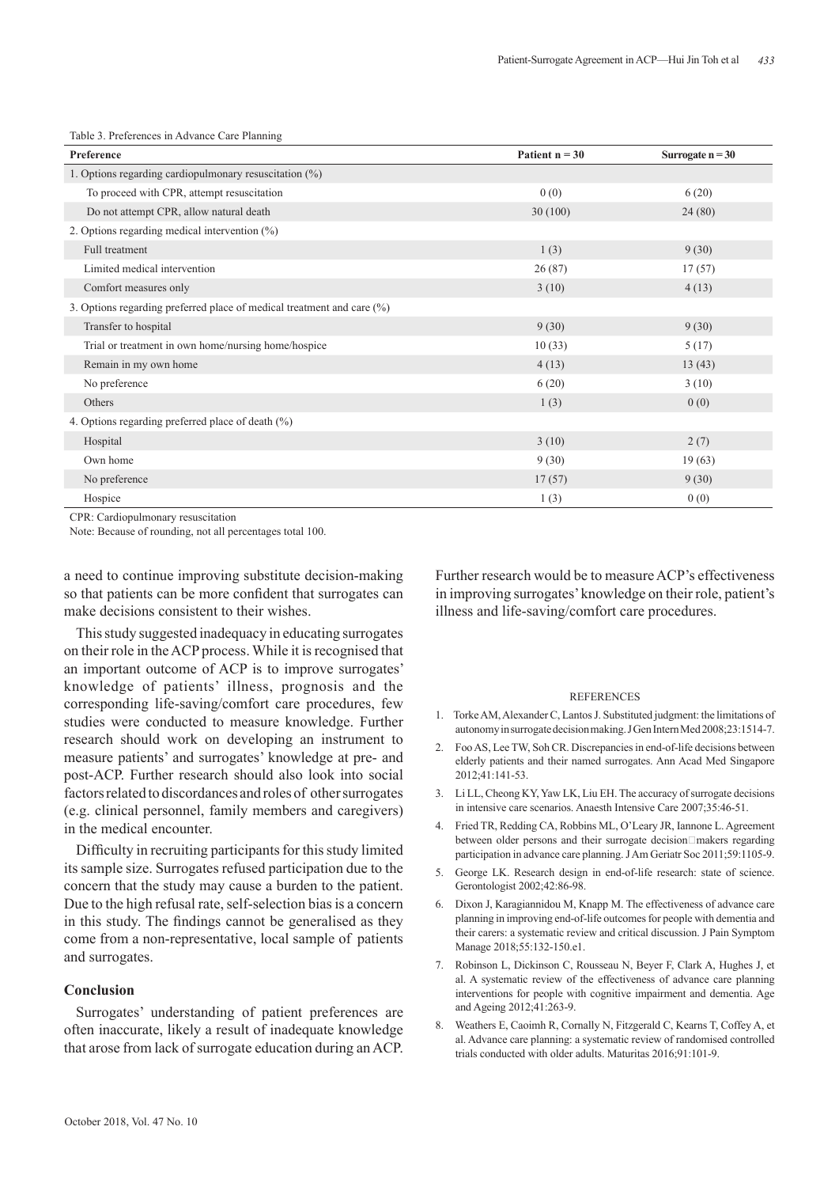Table 3. Preferences in Advance Care Planning

| Preference | Patient n = 30 | Surrogate n = 30 |
|---|---|---|
| 1. Options regarding cardiopulmonary resuscitation (%) | | |
| To proceed with CPR, attempt resuscitation | 0 (0) | 6 (20) |
| Do not attempt CPR, allow natural death | 30 (100) | 24 (80) |
| 2. Options regarding medical intervention (%) | | |
| Full treatment | 1 (3) | 9 (30) |
| Limited medical intervention | 26 (87) | 17 (57) |
| Comfort measures only | 3 (10) | 4 (13) |
| 3. Options regarding preferred place of medical treatment and care (%) | | |
| Transfer to hospital | 9 (30) | 9 (30) |
| Trial or treatment in own home/nursing home/hospice | 10 (33) | 5 (17) |
| Remain in my own home | 4 (13) | 13 (43) |
| No preference | 6 (20) | 3 (10) |
| Others | 1 (3) | 0 (0) |
| 4. Options regarding preferred place of death (%) | | |
| Hospital | 3 (10) | 2 (7) |
| Own home | 9 (30) | 19 (63) |
| No preference | 17 (57) | 9 (30) |
| Hospice | 1 (3) | 0 (0) |

CPR: Cardiopulmonary resuscitation

Note: Because of rounding, not all percentages total 100.

a need to continue improving substitute decision-making so that patients can be more confident that surrogates can make decisions consistent to their wishes.

This study suggested inadequacy in educating surrogates on their role in the ACP process. While it is recognised that an important outcome of ACP is to improve surrogates' knowledge of patients' illness, prognosis and the corresponding life-saving/comfort care procedures, few studies were conducted to measure knowledge. Further research should work on developing an instrument to measure patients' and surrogates' knowledge at pre- and post-ACP. Further research should also look into social factors related to discordances and roles of other surrogates (e.g. clinical personnel, family members and caregivers) in the medical encounter.

Difficulty in recruiting participants for this study limited its sample size. Surrogates refused participation due to the concern that the study may cause a burden to the patient. Due to the high refusal rate, self-selection bias is a concern in this study. The findings cannot be generalised as they come from a non-representative, local sample of patients and surrogates.

## Conclusion

Surrogates' understanding of patient preferences are often inaccurate, likely a result of inadequate knowledge that arose from lack of surrogate education during an ACP. Further research would be to measure ACP's effectiveness in improving surrogates' knowledge on their role, patient's illness and life-saving/comfort care procedures.

### REFERENCES

1. Torke AM, Alexander C, Lantos J. Substituted judgment: the limitations of autonomy in surrogate decision making. J Gen Intern Med 2008;23:1514-7.
2. Foo AS, Lee TW, Soh CR. Discrepancies in end-of-life decisions between elderly patients and their named surrogates. Ann Acad Med Singapore 2012;41:141-53.
3. Li LL, Cheong KY, Yaw LK, Liu EH. The accuracy of surrogate decisions in intensive care scenarios. Anaesth Intensive Care 2007;35:46-51.
4. Fried TR, Redding CA, Robbins ML, O'Leary JR, Iannone L. Agreement between older persons and their surrogate decision‐makers regarding participation in advance care planning. J Am Geriatr Soc 2011;59:1105-9.
5. George LK. Research design in end-of-life research: state of science. Gerontologist 2002;42:86-98.
6. Dixon J, Karagiannidou M, Knapp M. The effectiveness of advance care planning in improving end-of-life outcomes for people with dementia and their carers: a systematic review and critical discussion. J Pain Symptom Manage 2018;55:132-150.e1.
7. Robinson L, Dickinson C, Rousseau N, Beyer F, Clark A, Hughes J, et al. A systematic review of the effectiveness of advance care planning interventions for people with cognitive impairment and dementia. Age and Ageing 2012;41:263-9.
8. Weathers E, Caoimh R, Cornally N, Fitzgerald C, Kearns T, Coffey A, et al. Advance care planning: a systematic review of randomised controlled trials conducted with older adults. Maturitas 2016;91:101-9.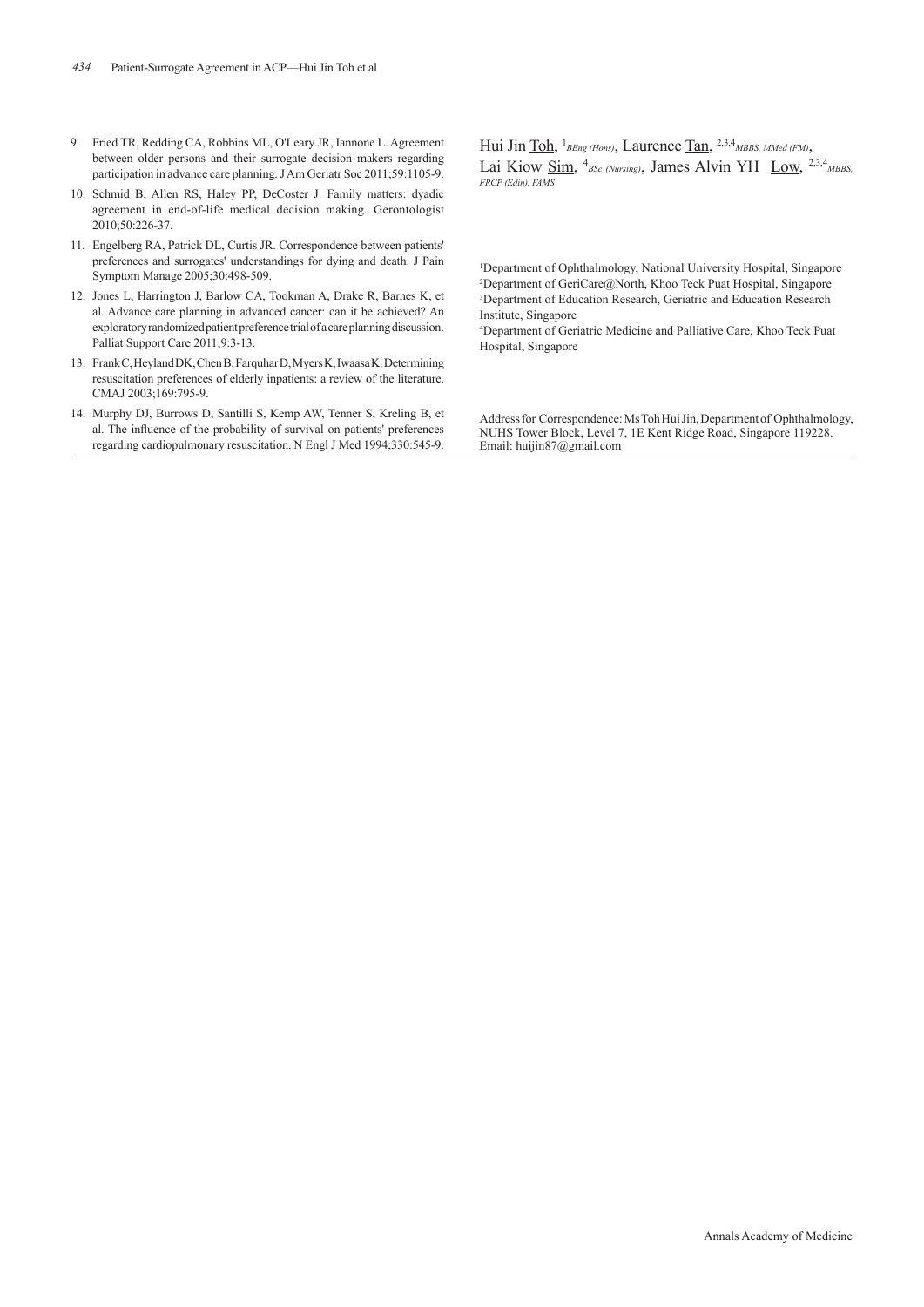9. Fried TR, Redding CA, Robbins ML, O'Leary JR, Iannone L. Agreement between older persons and their surrogate decision makers regarding participation in advance care planning. J Am Geriatr Soc 2011;59:1105-9.
10. Schmid B, Allen RS, Haley PP, DeCoster J. Family matters: dyadic agreement in end-of-life medical decision making. Gerontologist 2010;50:226-37.
11. Engelberg RA, Patrick DL, Curtis JR. Correspondence between patients' preferences and surrogates' understandings for dying and death. J Pain Symptom Manage 2005;30:498-509.
12. Jones L, Harrington J, Barlow CA, Tookman A, Drake R, Barnes K, et al. Advance care planning in advanced cancer: can it be achieved? An exploratory randomized patient preference trial of a care planning discussion. Palliat Support Care 2011;9:3-13.
13. Frank C, Heyland DK, Chen B, Farquhar D, Myers K, Iwaasa K. Determining resuscitation preferences of elderly inpatients: a review of the literature. CMAJ 2003;169:795-9.
14. Murphy DJ, Burrows D, Santilli S, Kemp AW, Tenner S, Kreling B, et al. The influence of the probability of survival on patients' preferences regarding cardiopulmonary resuscitation. N Engl J Med 1994;330:545-9.

Hui Jin Toh, [1]*BEng (Hons)*, Laurence Tan, [2,3,4]*MBBS, MMed (FM)*, Lai Kiow Sim, [4]*BSc (Nursing)*, James Alvin YH Low, [2,3,4]*MBBS, FRCP (Edin), FAMS*

[1]Department of Ophthalmology, National University Hospital, Singapore
[2]Department of GeriCare@North, Khoo Teck Puat Hospital, Singapore
[3]Department of Education Research, Geriatric and Education Research Institute, Singapore
[4]Department of Geriatric Medicine and Palliative Care, Khoo Teck Puat Hospital, Singapore

Address for Correspondence: Ms Toh Hui Jin, Department of Ophthalmology, NUHS Tower Block, Level 7, 1E Kent Ridge Road, Singapore 119228.
Email: huijin87@gmail.com